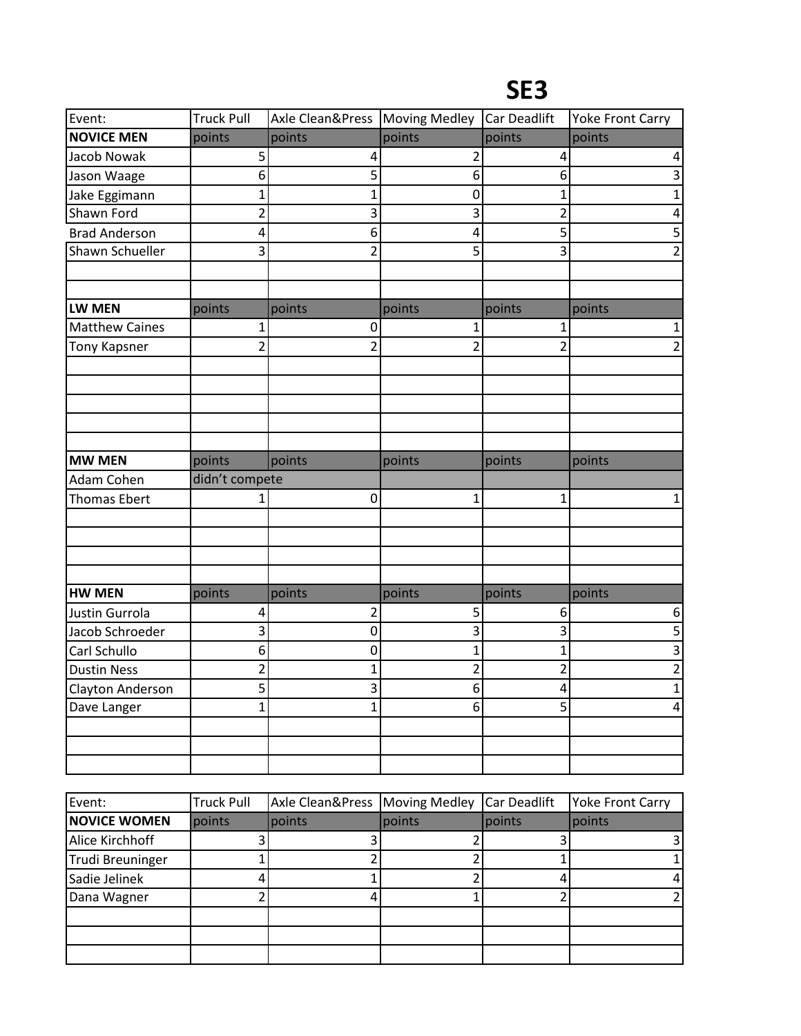# SE3

| Event: | Truck Pull | Axle Clean&Press | Moving Medley | Car Deadlift | Yoke Front Carry |
|---|---|---|---|---|---|
| **NOVICE MEN** | points | points | points | points | points |
| Jacob Nowak | 5 | 4 | 2 | 4 | 4 |
| Jason Waage | 6 | 5 | 6 | 6 | 3 |
| Jake Eggimann | 1 | 1 | 0 | 1 | 1 |
| Shawn Ford | 2 | 3 | 3 | 2 | 4 |
| Brad Anderson | 4 | 6 | 4 | 5 | 5 |
| Shawn Schueller | 3 | 2 | 5 | 3 | 2 |
| | | | | | |
| | | | | | |
| **LW MEN** | points | points | points | points | points |
| Matthew Caines | 1 | 0 | 1 | 1 | 1 |
| Tony Kapsner | 2 | 2 | 2 | 2 | 2 |
| | | | | | |
| | | | | | |
| | | | | | |
| | | | | | |
| | | | | | |
| **MW MEN** | points | points | points | points | points |
| Adam Cohen | didn't compete | | | | |
| Thomas Ebert | 1 | 0 | 1 | 1 | 1 |
| | | | | | |
| | | | | | |
| | | | | | |
| | | | | | |
| **HW MEN** | points | points | points | points | points |
| Justin Gurrola | 4 | 2 | 5 | 6 | 6 |
| Jacob Schroeder | 3 | 0 | 3 | 3 | 5 |
| Carl Schullo | 6 | 0 | 1 | 1 | 3 |
| Dustin Ness | 2 | 1 | 2 | 2 | 2 |
| Clayton Anderson | 5 | 3 | 6 | 4 | 1 |
| Dave Langer | 1 | 1 | 6 | 5 | 4 |
| | | | | | |
| | | | | | |
| | | | | | |

| Event: | Truck Pull | Axle Clean&Press | Moving Medley | Car Deadlift | Yoke Front Carry |
|---|---|---|---|---|---|
| **NOVICE WOMEN** | points | points | points | points | points |
| Alice Kirchhoff | 3 | 3 | 2 | 3 | 3 |
| Trudi Breuninger | 1 | 2 | 2 | 1 | 1 |
| Sadie Jelinek | 4 | 1 | 2 | 4 | 4 |
| Dana Wagner | 2 | 4 | 1 | 2 | 2 |
| | | | | | |
| | | | | | |
| | | | | | |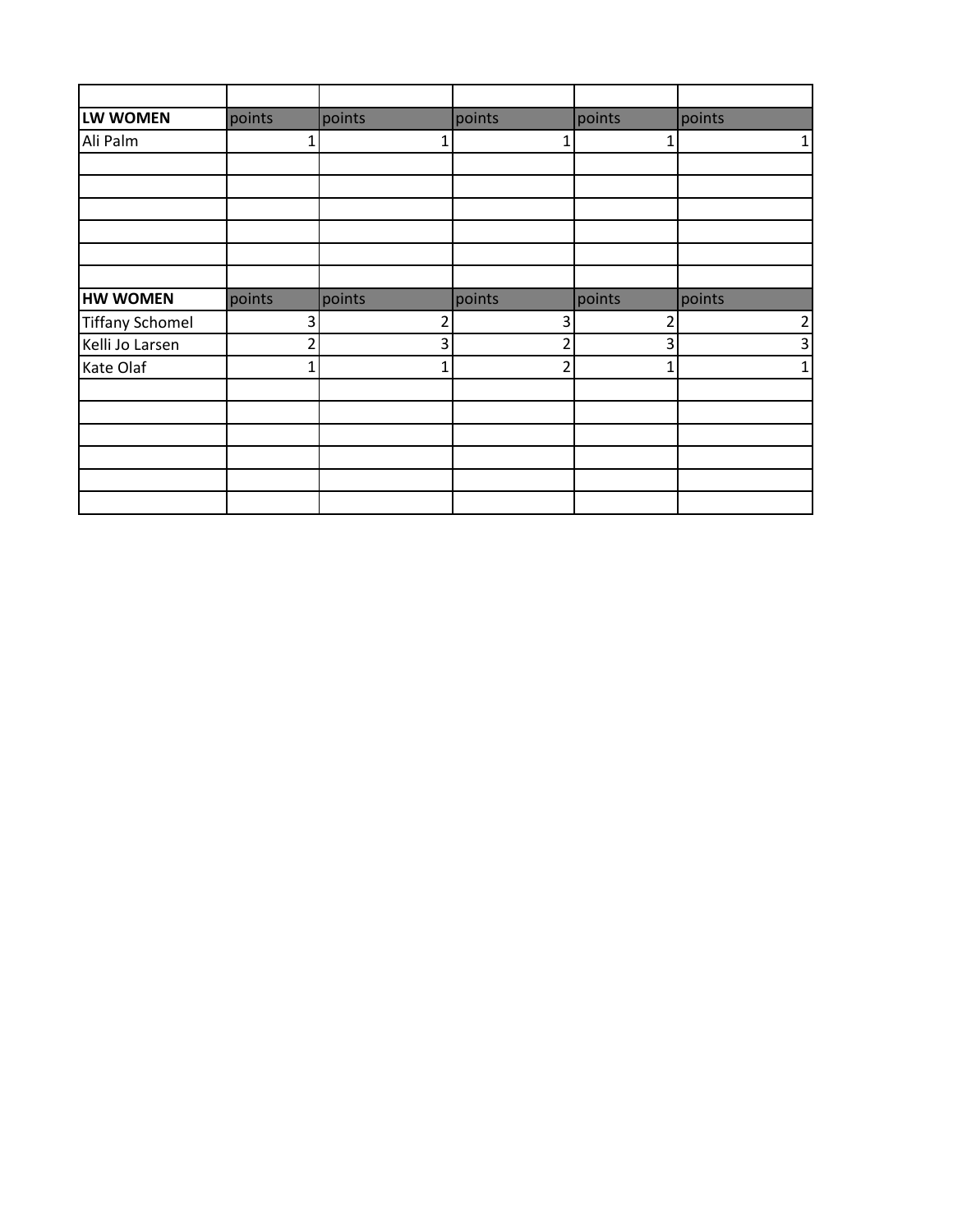| | | | | | |
|---|---|---|---|---|---|
| **LW WOMEN** | points | points | points | points | points |
| Ali Palm | 1 | 1 | 1 | 1 | 1 |
| | | | | | |
| | | | | | |
| | | | | | |
| | | | | | |
| | | | | | |
| | | | | | |
| **HW WOMEN** | points | points | points | points | points |
| Tiffany Schomel | 3 | 2 | 3 | 2 | 2 |
| Kelli Jo Larsen | 2 | 3 | 2 | 3 | 3 |
| Kate Olaf | 1 | 1 | 2 | 1 | 1 |
| | | | | | |
| | | | | | |
| | | | | | |
| | | | | | |
| | | | | | |
| | | | | | |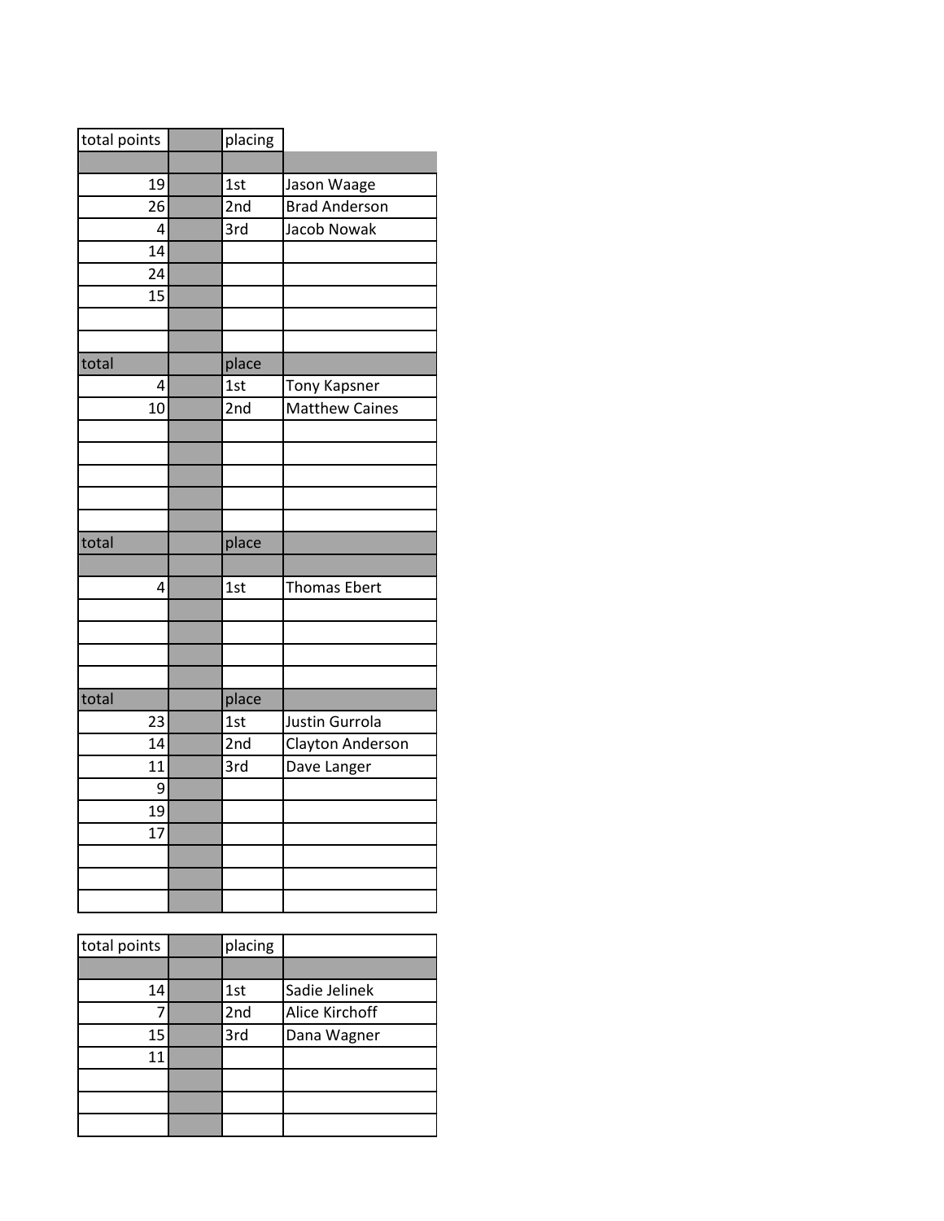| total points | | placing | |
|---|---|---|---|
| | | | |
| 19 | | 1st | Jason Waage |
| 26 | | 2nd | Brad Anderson |
| 4 | | 3rd | Jacob Nowak |
| 14 | | | |
| 24 | | | |
| 15 | | | |
| | | | |
| | | | |
| total | | place | |
| 4 | | 1st | Tony Kapsner |
| 10 | | 2nd | Matthew Caines |
| | | | |
| | | | |
| | | | |
| | | | |
| | | | |
| total | | place | |
| | | | |
| 4 | | 1st | Thomas Ebert |
| | | | |
| | | | |
| | | | |
| | | | |
| total | | place | |
| 23 | | 1st | Justin Gurrola |
| 14 | | 2nd | Clayton Anderson |
| 11 | | 3rd | Dave Langer |
| 9 | | | |
| 19 | | | |
| 17 | | | |
| | | | |
| | | | |
| | | | |

| total points | | placing | |
|---|---|---|---|
| | | | |
| 14 | | 1st | Sadie Jelinek |
| 7 | | 2nd | Alice Kirchoff |
| 15 | | 3rd | Dana Wagner |
| 11 | | | |
| | | | |
| | | | |
| | | | |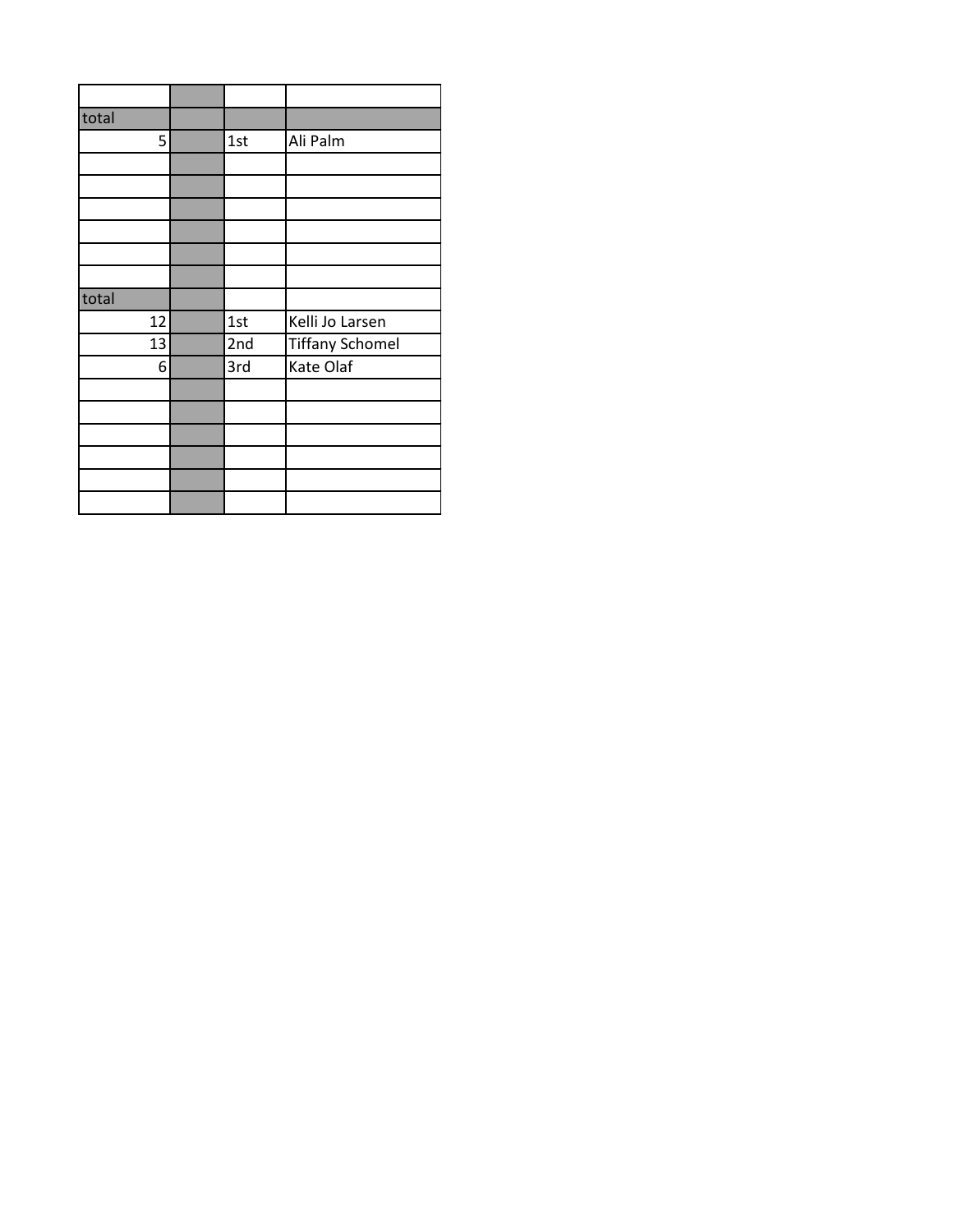| | | | |
|---|---|---|---|
| | | | |
| total | | | |
| 5 | | 1st | Ali Palm |
| | | | |
| | | | |
| | | | |
| | | | |
| | | | |
| | | | |
| total | | | |
| 12 | | 1st | Kelli Jo Larsen |
| 13 | | 2nd | Tiffany Schomel |
| 6 | | 3rd | Kate Olaf |
| | | | |
| | | | |
| | | | |
| | | | |
| | | | |
| | | | |